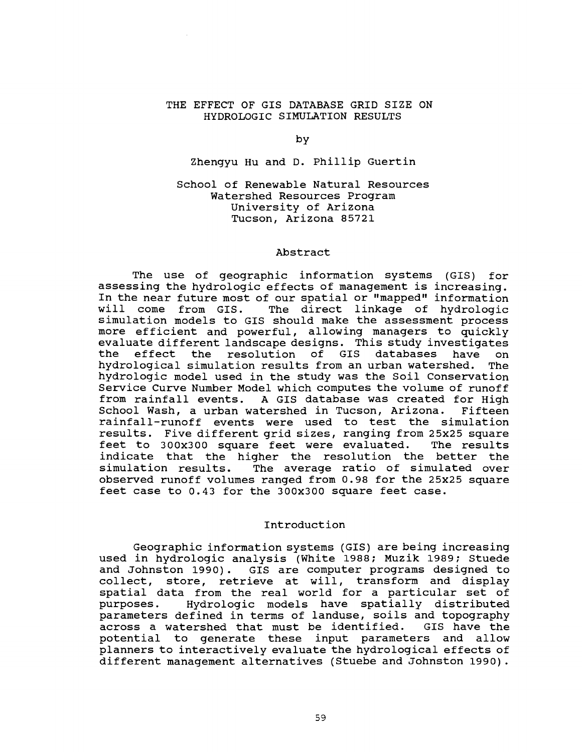# THE EFFECT OF GIS DATABASE GRID SIZE ON HYDROLOGIC SIMULATION RESULTS

by

Zhengyu Hu and D. Phillip Guertin

School of Renewable Natural Resources
Watershed Resources Program
University of Arizona
Tucson, Arizona 85721

## Abstract

The use of geographic information systems (GIS) for assessing the hydrologic effects of management is increasing. In the near future most of our spatial or "mapped" information will come from GIS. The direct linkage of hydrologic simulation models to GIS should make the assessment process more efficient and powerful, allowing managers to quickly evaluate different landscape designs. This study investigates the effect the resolution of GIS databases have on hydrological simulation results from an urban watershed. The hydrologic model used in the study was the Soil Conservation Service Curve Number Model which computes the volume of runoff from rainfall events. A GIS database was created for High School Wash, a urban watershed in Tucson, Arizona. Fifteen rainfall-runoff events were used to test the simulation results. Five different grid sizes, ranging from 25x25 square feet to 300x300 square feet were evaluated. The results indicate that the higher the resolution the better the simulation results. The average ratio of simulated over observed runoff volumes ranged from 0.98 for the 25x25 square feet case to 0.43 for the 300x300 square feet case.

## Introduction

Geographic information systems (GIS) are being increasing used in hydrologic analysis (White 1988; Muzik 1989; Stuede and Johnston 1990). GIS are computer programs designed to collect, store, retrieve at will, transform and display spatial data from the real world for a particular set of purposes. Hydrologic models have spatially distributed parameters defined in terms of landuse, soils and topography across a watershed that must be identified. GIS have the potential to generate these input parameters and allow planners to interactively evaluate the hydrological effects of different management alternatives (Stuebe and Johnston 1990).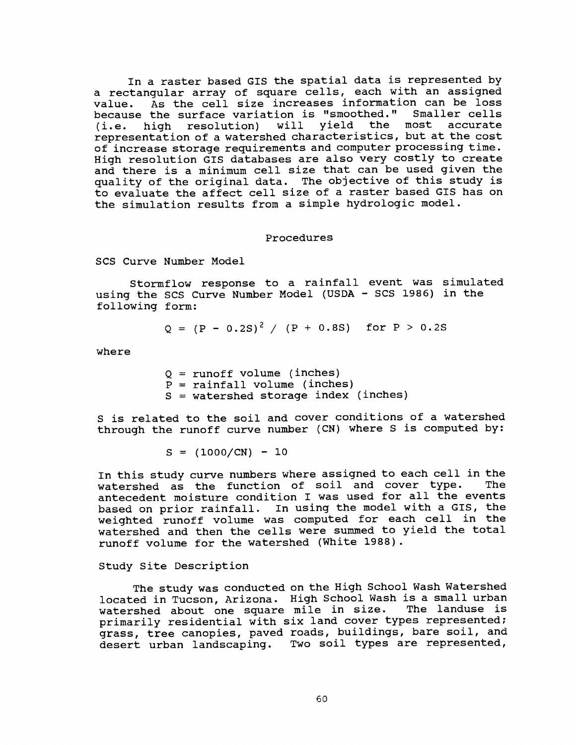In a raster based GIS the spatial data is represented by a rectangular array of square cells, each with an assigned value. As the cell size increases information can be loss because the surface variation is "smoothed." Smaller cells (i.e. high resolution) will yield the most accurate representation of a watershed characteristics, but at the cost of increase storage requirements and computer processing time. High resolution GIS databases are also very costly to create and there is a minimum cell size that can be used given the quality of the original data. The objective of this study is to evaluate the affect cell size of a raster based GIS has on the simulation results from a simple hydrologic model.

## Procedures

### SCS Curve Number Model

Stormflow response to a rainfall event was simulated using the SCS Curve Number Model (USDA - SCS 1986) in the following form:

$$Q = (P - 0.2S)^2 / (P + 0.8S) \quad \text{for } P > 0.2S$$

where

$Q$ = runoff volume (inches)
$P$ = rainfall volume (inches)
$S$ = watershed storage index (inches)

$S$ is related to the soil and cover conditions of a watershed through the runoff curve number (CN) where $S$ is computed by:

$$S = (1000/CN) - 10$$

In this study curve numbers where assigned to each cell in the watershed as the function of soil and cover type. The antecedent moisture condition I was used for all the events based on prior rainfall. In using the model with a GIS, the weighted runoff volume was computed for each cell in the watershed and then the cells were summed to yield the total runoff volume for the watershed (White 1988).

### Study Site Description

The study was conducted on the High School Wash Watershed located in Tucson, Arizona. High School Wash is a small urban watershed about one square mile in size. The landuse is primarily residential with six land cover types represented; grass, tree canopies, paved roads, buildings, bare soil, and desert urban landscaping. Two soil types are represented,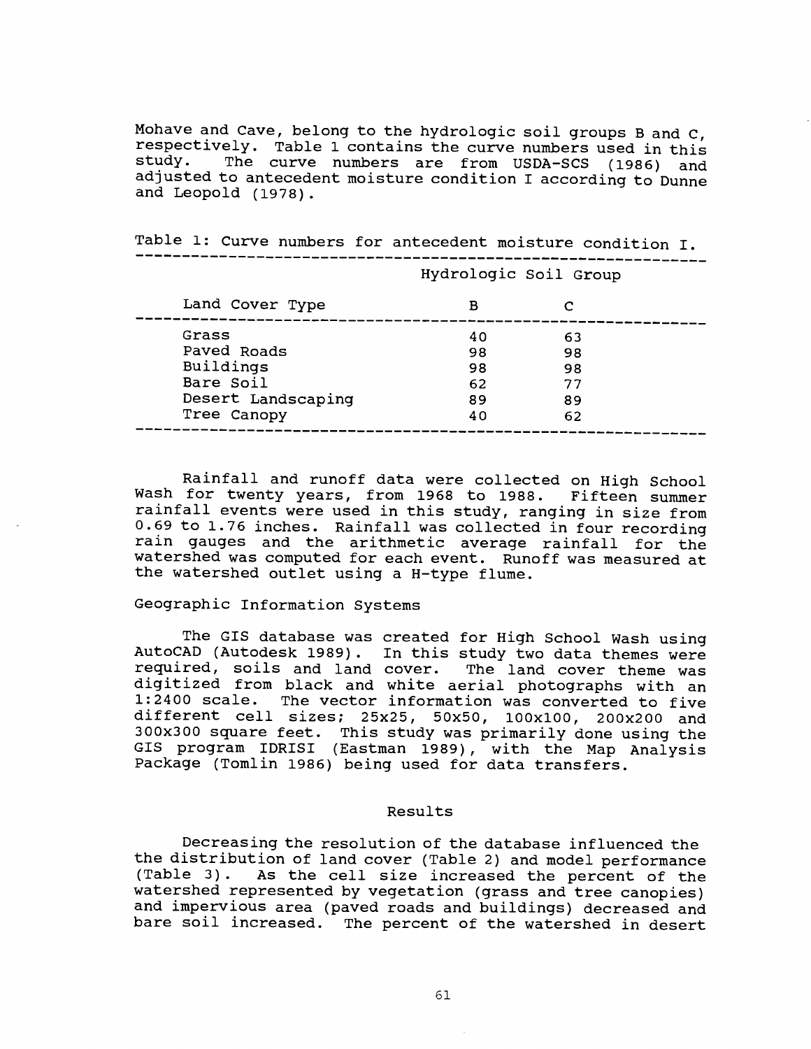Mohave and Cave, belong to the hydrologic soil groups B and C, respectively. Table 1 contains the curve numbers used in this study. The curve numbers are from USDA-SCS (1986) and adjusted to antecedent moisture condition I according to Dunne and Leopold (1978).

Table 1: Curve numbers for antecedent moisture condition I.

| Land Cover Type | Hydrologic Soil Group B | Hydrologic Soil Group C |
|---|---|---|
| Grass | 40 | 63 |
| Paved Roads | 98 | 98 |
| Buildings | 98 | 98 |
| Bare Soil | 62 | 77 |
| Desert Landscaping | 89 | 89 |
| Tree Canopy | 40 | 62 |

Rainfall and runoff data were collected on High School Wash for twenty years, from 1968 to 1988. Fifteen summer rainfall events were used in this study, ranging in size from 0.69 to 1.76 inches. Rainfall was collected in four recording rain gauges and the arithmetic average rainfall for the watershed was computed for each event. Runoff was measured at the watershed outlet using a H-type flume.

## Geographic Information Systems

The GIS database was created for High School Wash using AutoCAD (Autodesk 1989). In this study two data themes were required, soils and land cover. The land cover theme was digitized from black and white aerial photographs with an 1:2400 scale. The vector information was converted to five different cell sizes; 25x25, 50x50, 100x100, 200x200 and 300x300 square feet. This study was primarily done using the GIS program IDRISI (Eastman 1989), with the Map Analysis Package (Tomlin 1986) being used for data transfers.

## Results

Decreasing the resolution of the database influenced the the distribution of land cover (Table 2) and model performance (Table 3). As the cell size increased the percent of the watershed represented by vegetation (grass and tree canopies) and impervious area (paved roads and buildings) decreased and bare soil increased. The percent of the watershed in desert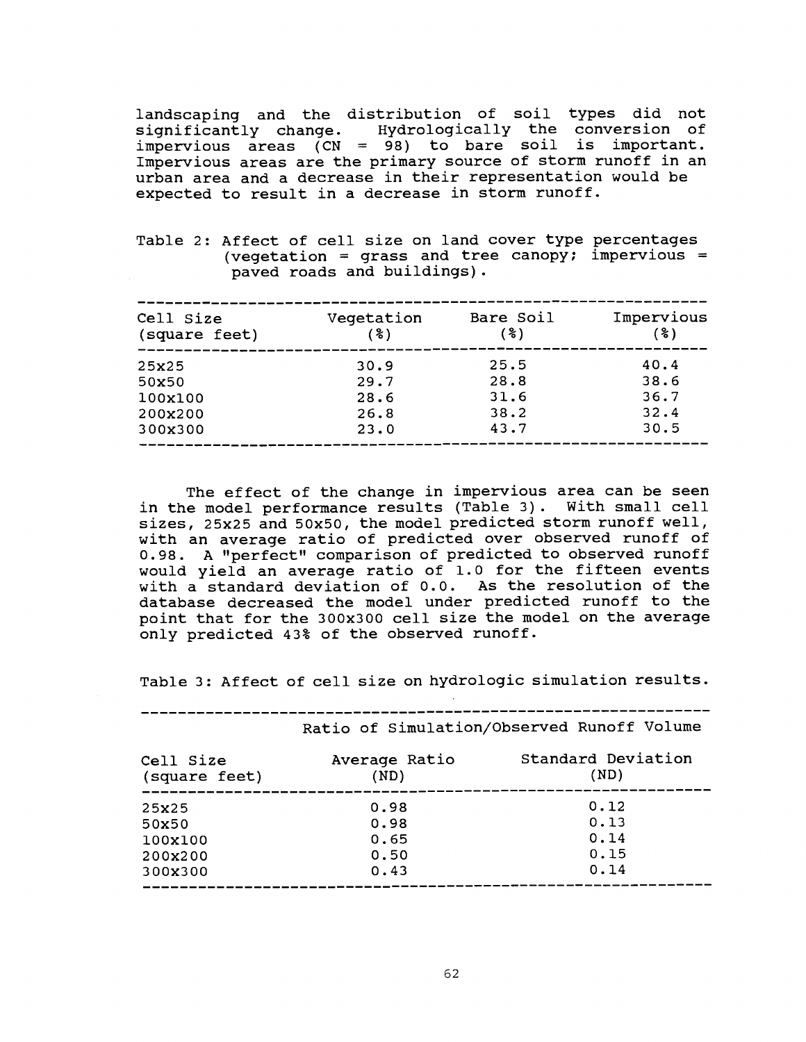landscaping and the distribution of soil types did not significantly change. Hydrologically the conversion of impervious areas (CN = 98) to bare soil is important. Impervious areas are the primary source of storm runoff in an urban area and a decrease in their representation would be expected to result in a decrease in storm runoff.

Table 2: Affect of cell size on land cover type percentages (vegetation = grass and tree canopy; impervious = paved roads and buildings).

| Cell Size (square feet) | Vegetation (%) | Bare Soil (%) | Impervious (%) |
|---|---|---|---|
| 25x25 | 30.9 | 25.5 | 40.4 |
| 50x50 | 29.7 | 28.8 | 38.6 |
| 100x100 | 28.6 | 31.6 | 36.7 |
| 200x200 | 26.8 | 38.2 | 32.4 |
| 300x300 | 23.0 | 43.7 | 30.5 |

The effect of the change in impervious area can be seen in the model performance results (Table 3). With small cell sizes, 25x25 and 50x50, the model predicted storm runoff well, with an average ratio of predicted over observed runoff of 0.98. A "perfect" comparison of predicted to observed runoff would yield an average ratio of 1.0 for the fifteen events with a standard deviation of 0.0. As the resolution of the database decreased the model under predicted runoff to the point that for the 300x300 cell size the model on the average only predicted 43% of the observed runoff.

Table 3: Affect of cell size on hydrologic simulation results.

| | Ratio of Simulation/Observed Runoff Volume | |
|---|---|---|
| Cell Size (square feet) | Average Ratio (ND) | Standard Deviation (ND) |
| 25x25 | 0.98 | 0.12 |
| 50x50 | 0.98 | 0.13 |
| 100x100 | 0.65 | 0.14 |
| 200x200 | 0.50 | 0.15 |
| 300x300 | 0.43 | 0.14 |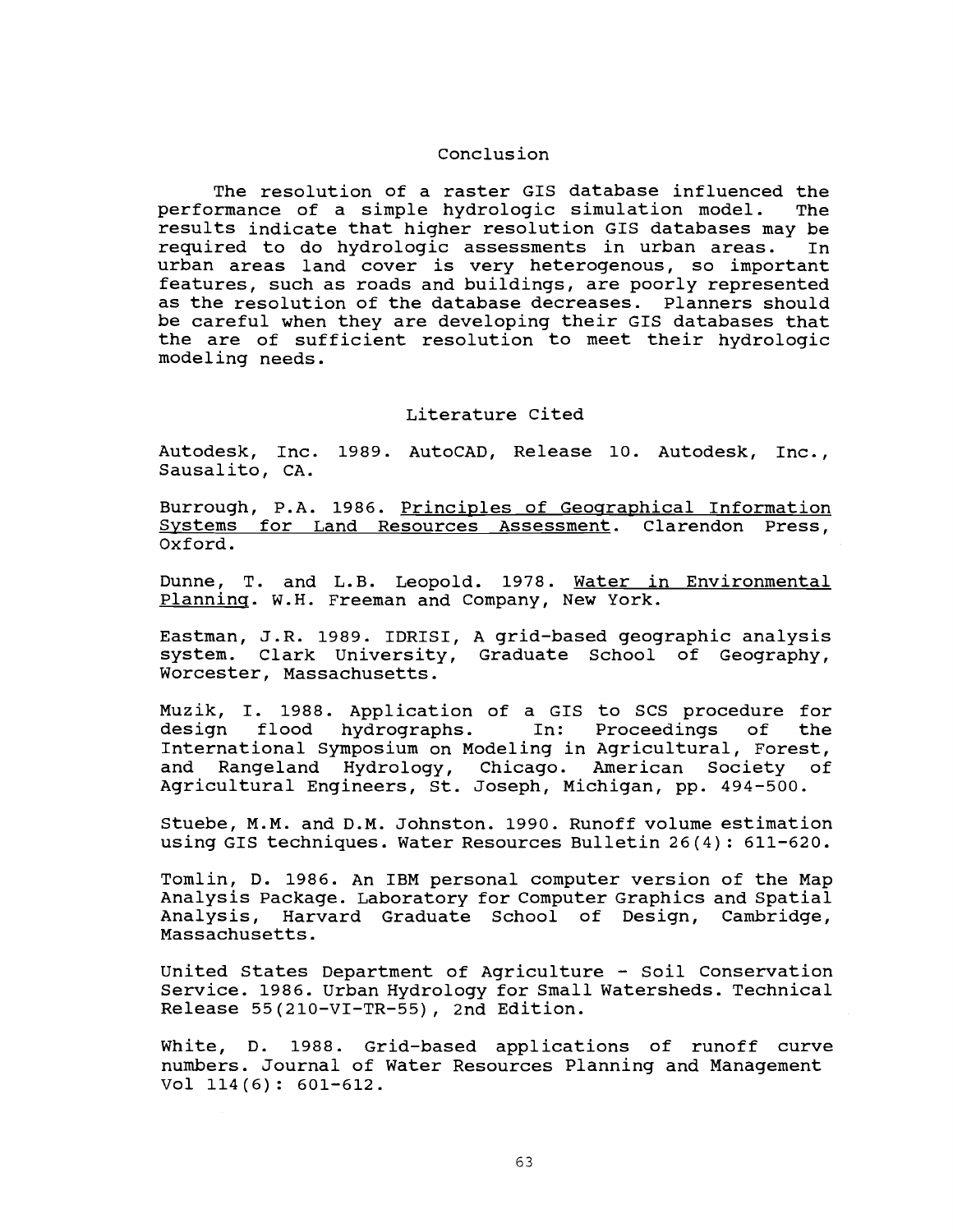## Conclusion

The resolution of a raster GIS database influenced the performance of a simple hydrologic simulation model. The results indicate that higher resolution GIS databases may be required to do hydrologic assessments in urban areas. In urban areas land cover is very heterogenous, so important features, such as roads and buildings, are poorly represented as the resolution of the database decreases. Planners should be careful when they are developing their GIS databases that the are of sufficient resolution to meet their hydrologic modeling needs.

## Literature Cited

Autodesk, Inc. 1989. AutoCAD, Release 10. Autodesk, Inc., Sausalito, CA.

Burrough, P.A. 1986. Principles of Geographical Information Systems for Land Resources Assessment. Clarendon Press, Oxford.

Dunne, T. and L.B. Leopold. 1978. Water in Environmental Planning. W.H. Freeman and Company, New York.

Eastman, J.R. 1989. IDRISI, A grid-based geographic analysis system. Clark University, Graduate School of Geography, Worcester, Massachusetts.

Muzik, I. 1988. Application of a GIS to SCS procedure for design flood hydrographs. In: Proceedings of the International Symposium on Modeling in Agricultural, Forest, and Rangeland Hydrology, Chicago. American Society of Agricultural Engineers, St. Joseph, Michigan, pp. 494-500.

Stuebe, M.M. and D.M. Johnston. 1990. Runoff volume estimation using GIS techniques. Water Resources Bulletin 26(4): 611-620.

Tomlin, D. 1986. An IBM personal computer version of the Map Analysis Package. Laboratory for Computer Graphics and Spatial Analysis, Harvard Graduate School of Design, Cambridge, Massachusetts.

United States Department of Agriculture - Soil Conservation Service. 1986. Urban Hydrology for Small Watersheds. Technical Release 55(210-VI-TR-55), 2nd Edition.

White, D. 1988. Grid-based applications of runoff curve numbers. Journal of Water Resources Planning and Management Vol 114(6): 601-612.